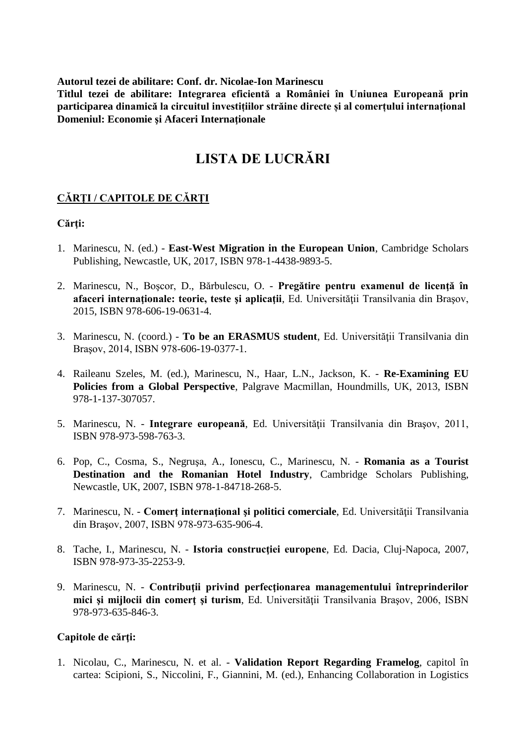**Autorul tezei de abilitare: Conf. dr. Nicolae-Ion Marinescu**
**Titlul tezei de abilitare: Integrarea eficientă a României în Uniunea Europeană prin participarea dinamică la circuitul investițiilor străine directe și al comerțului internațional**
**Domeniul: Economie şi Afaceri Internaţionale**

# LISTA DE LUCRĂRI

## CĂRŢI / CAPITOLE DE CĂRŢI

**Cărţi:**

1. Marinescu, N. (ed.) - **East-West Migration in the European Union**, Cambridge Scholars Publishing, Newcastle, UK, 2017, ISBN 978-1-4438-9893-5.

2. Marinescu, N., Boşcor, D., Bărbulescu, O. - **Pregătire pentru examenul de licenţă în afaceri internaţionale: teorie, teste şi aplicaţii**, Ed. Universităţii Transilvania din Braşov, 2015, ISBN 978-606-19-0631-4.

3. Marinescu, N. (coord.) - **To be an ERASMUS student**, Ed. Universităţii Transilvania din Braşov, 2014, ISBN 978-606-19-0377-1.

4. Raileanu Szeles, M. (ed.), Marinescu, N., Haar, L.N., Jackson, K. - **Re-Examining EU Policies from a Global Perspective**, Palgrave Macmillan, Houndmills, UK, 2013, ISBN 978-1-137-307057.

5. Marinescu, N. - **Integrare europeană**, Ed. Universităţii Transilvania din Braşov, 2011, ISBN 978-973-598-763-3.

6. Pop, C., Cosma, S., Negruşa, A., Ionescu, C., Marinescu, N. - **Romania as a Tourist Destination and the Romanian Hotel Industry**, Cambridge Scholars Publishing, Newcastle, UK, 2007, ISBN 978-1-84718-268-5.

7. Marinescu, N. - **Comerţ internaţional şi politici comerciale**, Ed. Universităţii Transilvania din Braşov, 2007, ISBN 978-973-635-906-4.

8. Tache, I., Marinescu, N. - **Istoria construcţiei europene**, Ed. Dacia, Cluj-Napoca, 2007, ISBN 978-973-35-2253-9.

9. Marinescu, N. - **Contribuţii privind perfecţionarea managementului întreprinderilor mici şi mijlocii din comerţ şi turism**, Ed. Universităţii Transilvania Braşov, 2006, ISBN 978-973-635-846-3.

**Capitole de cărţi:**

1. Nicolau, C., Marinescu, N. et al. - **Validation Report Regarding Framelog**, capitol în cartea: Scipioni, S., Niccolini, F., Giannini, M. (ed.), Enhancing Collaboration in Logistics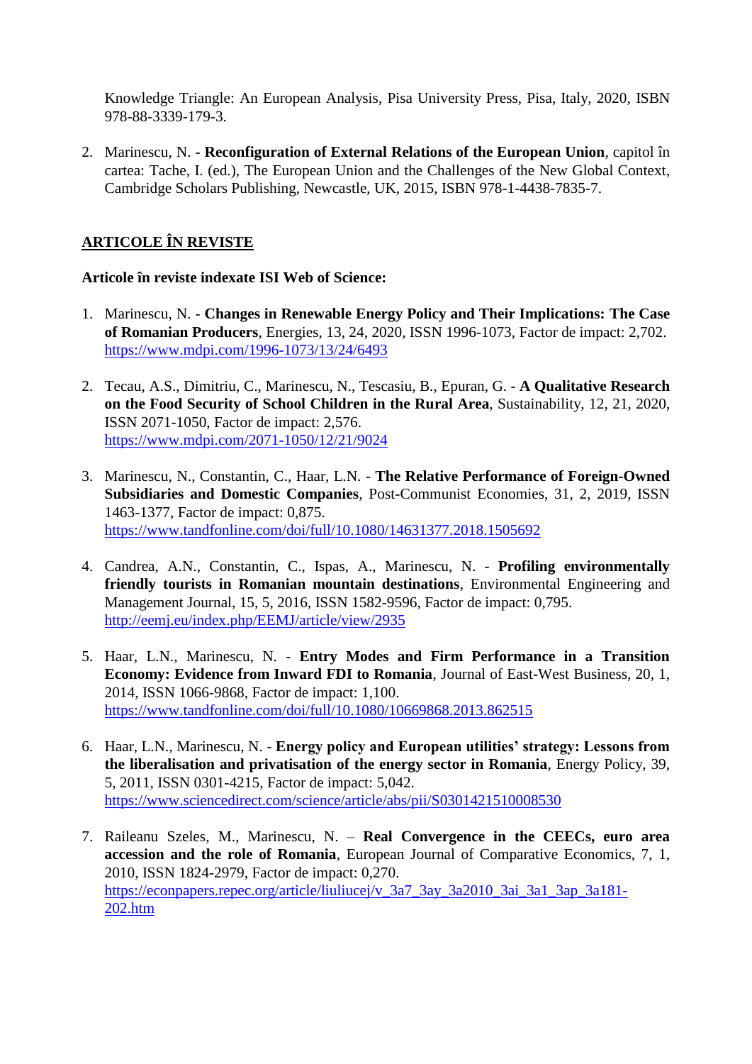Knowledge Triangle: An European Analysis, Pisa University Press, Pisa, Italy, 2020, ISBN 978-88-3339-179-3.

2. Marinescu, N. - **Reconfiguration of External Relations of the European Union**, capitol în cartea: Tache, I. (ed.), The European Union and the Challenges of the New Global Context, Cambridge Scholars Publishing, Newcastle, UK, 2015, ISBN 978-1-4438-7835-7.

## ARTICOLE ÎN REVISTE

**Articole în reviste indexate ISI Web of Science:**

1. Marinescu, N. - **Changes in Renewable Energy Policy and Their Implications: The Case of Romanian Producers**, Energies, 13, 24, 2020, ISSN 1996-1073, Factor de impact: 2,702. https://www.mdpi.com/1996-1073/13/24/6493

2. Tecau, A.S., Dimitriu, C., Marinescu, N., Tescasiu, B., Epuran, G. - **A Qualitative Research on the Food Security of School Children in the Rural Area**, Sustainability, 12, 21, 2020, ISSN 2071-1050, Factor de impact: 2,576. https://www.mdpi.com/2071-1050/12/21/9024

3. Marinescu, N., Constantin, C., Haar, L.N. - **The Relative Performance of Foreign-Owned Subsidiaries and Domestic Companies**, Post-Communist Economies, 31, 2, 2019, ISSN 1463-1377, Factor de impact: 0,875. https://www.tandfonline.com/doi/full/10.1080/14631377.2018.1505692

4. Candrea, A.N., Constantin, C., Ispas, A., Marinescu, N. - **Profiling environmentally friendly tourists in Romanian mountain destinations**, Environmental Engineering and Management Journal, 15, 5, 2016, ISSN 1582-9596, Factor de impact: 0,795. http://eemj.eu/index.php/EEMJ/article/view/2935

5. Haar, L.N., Marinescu, N. - **Entry Modes and Firm Performance in a Transition Economy: Evidence from Inward FDI to Romania**, Journal of East-West Business, 20, 1, 2014, ISSN 1066-9868, Factor de impact: 1,100. https://www.tandfonline.com/doi/full/10.1080/10669868.2013.862515

6. Haar, L.N., Marinescu, N. - **Energy policy and European utilities' strategy: Lessons from the liberalisation and privatisation of the energy sector in Romania**, Energy Policy, 39, 5, 2011, ISSN 0301-4215, Factor de impact: 5,042. https://www.sciencedirect.com/science/article/abs/pii/S0301421510008530

7. Raileanu Szeles, M., Marinescu, N. – **Real Convergence in the CEECs, euro area accession and the role of Romania**, European Journal of Comparative Economics, 7, 1, 2010, ISSN 1824-2979, Factor de impact: 0,270. https://econpapers.repec.org/article/liuliucej/v_3a7_3ay_3a2010_3ai_3a1_3ap_3a181-202.htm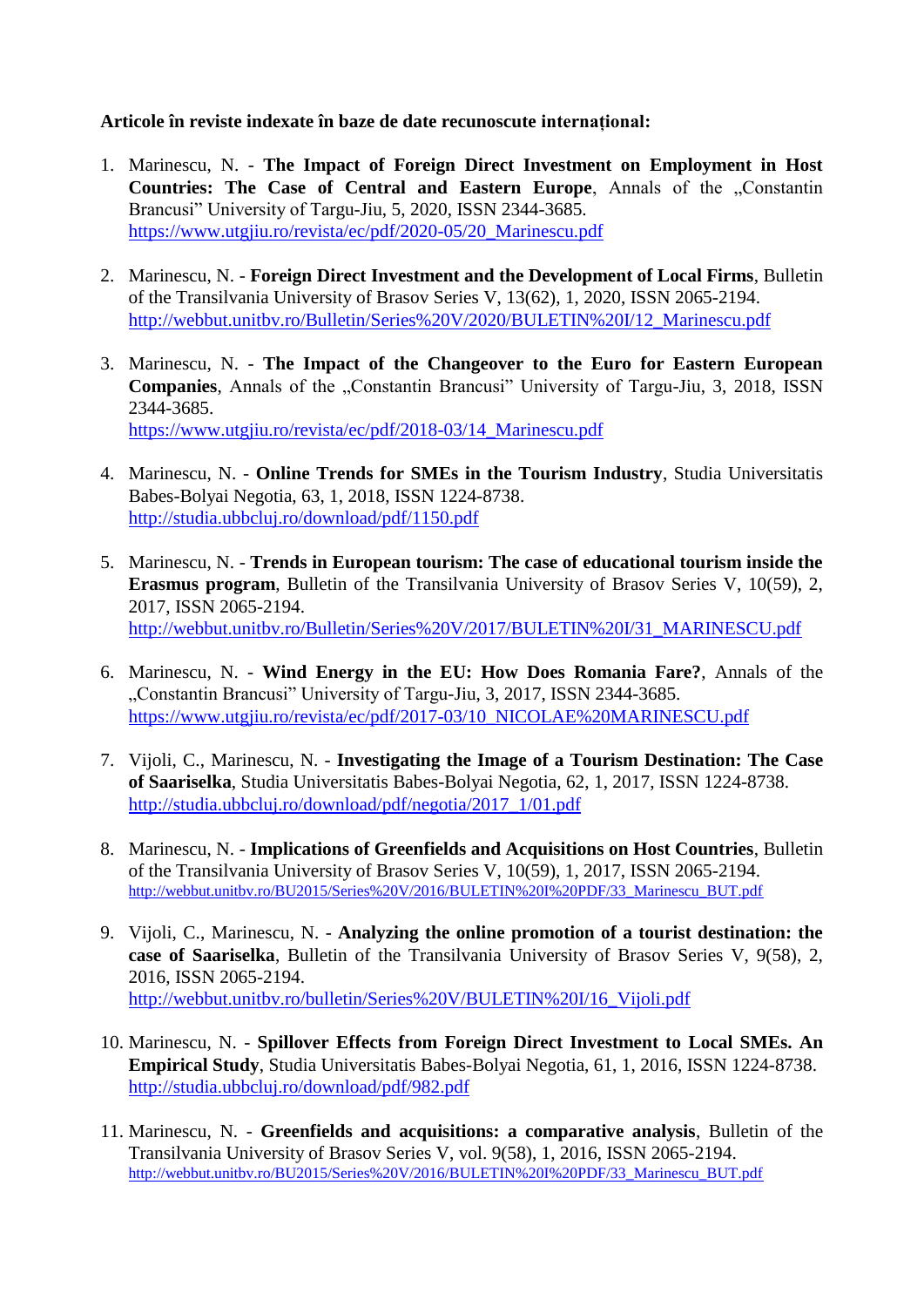**Articole în reviste indexate în baze de date recunoscute internațional:**

1. Marinescu, N. - **The Impact of Foreign Direct Investment on Employment in Host Countries: The Case of Central and Eastern Europe**, Annals of the „Constantin Brancusi" University of Targu-Jiu, 5, 2020, ISSN 2344-3685. https://www.utgjiu.ro/revista/ec/pdf/2020-05/20_Marinescu.pdf

2. Marinescu, N. - **Foreign Direct Investment and the Development of Local Firms**, Bulletin of the Transilvania University of Brasov Series V, 13(62), 1, 2020, ISSN 2065-2194. http://webbut.unitbv.ro/Bulletin/Series%20V/2020/BULETIN%20I/12_Marinescu.pdf

3. Marinescu, N. - **The Impact of the Changeover to the Euro for Eastern European Companies**, Annals of the „Constantin Brancusi" University of Targu-Jiu, 3, 2018, ISSN 2344-3685. https://www.utgjiu.ro/revista/ec/pdf/2018-03/14_Marinescu.pdf

4. Marinescu, N. - **Online Trends for SMEs in the Tourism Industry**, Studia Universitatis Babes-Bolyai Negotia, 63, 1, 2018, ISSN 1224-8738. http://studia.ubbcluj.ro/download/pdf/1150.pdf

5. Marinescu, N. - **Trends in European tourism: The case of educational tourism inside the Erasmus program**, Bulletin of the Transilvania University of Brasov Series V, 10(59), 2, 2017, ISSN 2065-2194. http://webbut.unitbv.ro/Bulletin/Series%20V/2017/BULETIN%20I/31_MARINESCU.pdf

6. Marinescu, N. - **Wind Energy in the EU: How Does Romania Fare?**, Annals of the „Constantin Brancusi" University of Targu-Jiu, 3, 2017, ISSN 2344-3685. https://www.utgjiu.ro/revista/ec/pdf/2017-03/10_NICOLAE%20MARINESCU.pdf

7. Vijoli, C., Marinescu, N. - **Investigating the Image of a Tourism Destination: The Case of Saariselka**, Studia Universitatis Babes-Bolyai Negotia, 62, 1, 2017, ISSN 1224-8738. http://studia.ubbcluj.ro/download/pdf/negotia/2017_1/01.pdf

8. Marinescu, N. - **Implications of Greenfields and Acquisitions on Host Countries**, Bulletin of the Transilvania University of Brasov Series V, 10(59), 1, 2017, ISSN 2065-2194. http://webbut.unitbv.ro/BU2015/Series%20V/2016/BULETIN%20I%20PDF/33_Marinescu_BUT.pdf

9. Vijoli, C., Marinescu, N. - **Analyzing the online promotion of a tourist destination: the case of Saariselka**, Bulletin of the Transilvania University of Brasov Series V, 9(58), 2, 2016, ISSN 2065-2194. http://webbut.unitbv.ro/bulletin/Series%20V/BULETIN%20I/16_Vijoli.pdf

10. Marinescu, N. - **Spillover Effects from Foreign Direct Investment to Local SMEs. An Empirical Study**, Studia Universitatis Babes-Bolyai Negotia, 61, 1, 2016, ISSN 1224-8738. http://studia.ubbcluj.ro/download/pdf/982.pdf

11. Marinescu, N. - **Greenfields and acquisitions: a comparative analysis**, Bulletin of the Transilvania University of Brasov Series V, vol. 9(58), 1, 2016, ISSN 2065-2194. http://webbut.unitbv.ro/BU2015/Series%20V/2016/BULETIN%20I%20PDF/33_Marinescu_BUT.pdf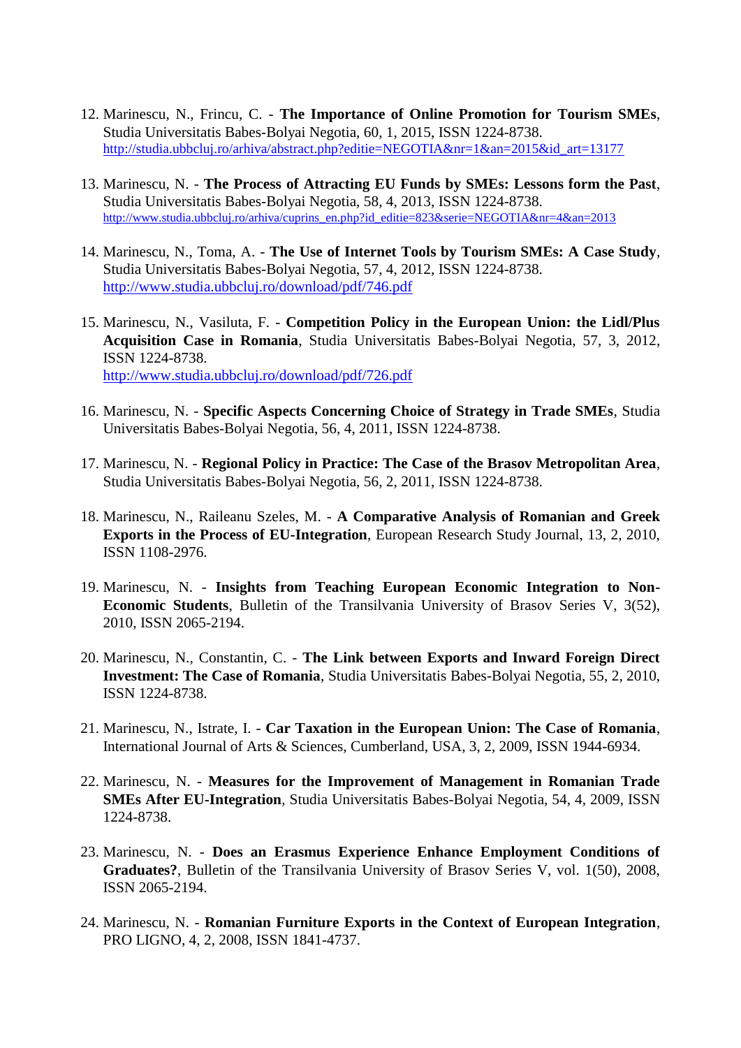12. Marinescu, N., Frincu, C. - **The Importance of Online Promotion for Tourism SMEs**, Studia Universitatis Babes-Bolyai Negotia, 60, 1, 2015, ISSN 1224-8738. http://studia.ubbcluj.ro/arhiva/abstract.php?editie=NEGOTIA&nr=1&an=2015&id_art=13177

13. Marinescu, N. - **The Process of Attracting EU Funds by SMEs: Lessons form the Past**, Studia Universitatis Babes-Bolyai Negotia, 58, 4, 2013, ISSN 1224-8738. http://www.studia.ubbcluj.ro/arhiva/cuprins_en.php?id_editie=823&serie=NEGOTIA&nr=4&an=2013

14. Marinescu, N., Toma, A. - **The Use of Internet Tools by Tourism SMEs: A Case Study**, Studia Universitatis Babes-Bolyai Negotia, 57, 4, 2012, ISSN 1224-8738. http://www.studia.ubbcluj.ro/download/pdf/746.pdf

15. Marinescu, N., Vasiluta, F. - **Competition Policy in the European Union: the Lidl/Plus Acquisition Case in Romania**, Studia Universitatis Babes-Bolyai Negotia, 57, 3, 2012, ISSN 1224-8738.
    http://www.studia.ubbcluj.ro/download/pdf/726.pdf

16. Marinescu, N. - **Specific Aspects Concerning Choice of Strategy in Trade SMEs**, Studia Universitatis Babes-Bolyai Negotia, 56, 4, 2011, ISSN 1224-8738.

17. Marinescu, N. - **Regional Policy in Practice: The Case of the Brasov Metropolitan Area**, Studia Universitatis Babes-Bolyai Negotia, 56, 2, 2011, ISSN 1224-8738.

18. Marinescu, N., Raileanu Szeles, M. - **A Comparative Analysis of Romanian and Greek Exports in the Process of EU-Integration**, European Research Study Journal, 13, 2, 2010, ISSN 1108-2976.

19. Marinescu, N. - **Insights from Teaching European Economic Integration to Non-Economic Students**, Bulletin of the Transilvania University of Brasov Series V, 3(52), 2010, ISSN 2065-2194.

20. Marinescu, N., Constantin, C. - **The Link between Exports and Inward Foreign Direct Investment: The Case of Romania**, Studia Universitatis Babes-Bolyai Negotia, 55, 2, 2010, ISSN 1224-8738.

21. Marinescu, N., Istrate, I. - **Car Taxation in the European Union: The Case of Romania**, International Journal of Arts & Sciences, Cumberland, USA, 3, 2, 2009, ISSN 1944-6934.

22. Marinescu, N. - **Measures for the Improvement of Management in Romanian Trade SMEs After EU-Integration**, Studia Universitatis Babes-Bolyai Negotia, 54, 4, 2009, ISSN 1224-8738.

23. Marinescu, N. - **Does an Erasmus Experience Enhance Employment Conditions of Graduates?**, Bulletin of the Transilvania University of Brasov Series V, vol. 1(50), 2008, ISSN 2065-2194.

24. Marinescu, N. - **Romanian Furniture Exports in the Context of European Integration**, PRO LIGNO, 4, 2, 2008, ISSN 1841-4737.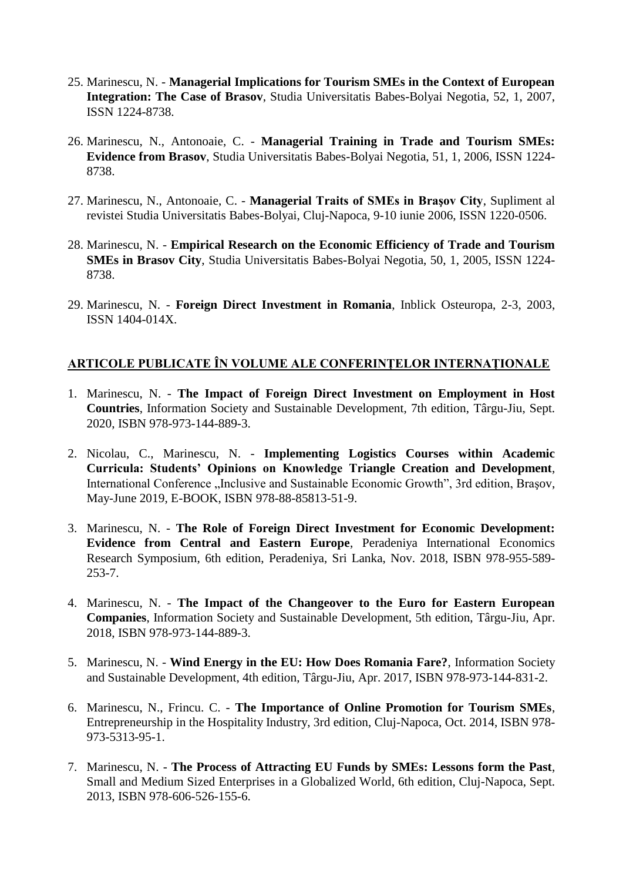25. Marinescu, N. - **Managerial Implications for Tourism SMEs in the Context of European Integration: The Case of Brasov**, Studia Universitatis Babes-Bolyai Negotia, 52, 1, 2007, ISSN 1224-8738.

26. Marinescu, N., Antonoaie, C. - **Managerial Training in Trade and Tourism SMEs: Evidence from Brasov**, Studia Universitatis Babes-Bolyai Negotia, 51, 1, 2006, ISSN 1224-8738.

27. Marinescu, N., Antonoaie, C. - **Managerial Traits of SMEs in Braşov City**, Supliment al revistei Studia Universitatis Babes-Bolyai, Cluj-Napoca, 9-10 iunie 2006, ISSN 1220-0506.

28. Marinescu, N. - **Empirical Research on the Economic Efficiency of Trade and Tourism SMEs in Brasov City**, Studia Universitatis Babes-Bolyai Negotia, 50, 1, 2005, ISSN 1224-8738.

29. Marinescu, N. - **Foreign Direct Investment in Romania**, Inblick Osteuropa, 2-3, 2003, ISSN 1404-014X.

## ARTICOLE PUBLICATE ÎN VOLUME ALE CONFERINŢELOR INTERNAŢIONALE

1. Marinescu, N. - **The Impact of Foreign Direct Investment on Employment in Host Countries**, Information Society and Sustainable Development, 7th edition, Târgu-Jiu, Sept. 2020, ISBN 978-973-144-889-3.

2. Nicolau, C., Marinescu, N. - **Implementing Logistics Courses within Academic Curricula: Students' Opinions on Knowledge Triangle Creation and Development**, International Conference „Inclusive and Sustainable Economic Growth", 3rd edition, Brașov, May-June 2019, E-BOOK, ISBN 978-88-85813-51-9.

3. Marinescu, N. - **The Role of Foreign Direct Investment for Economic Development: Evidence from Central and Eastern Europe**, Peradeniya International Economics Research Symposium, 6th edition, Peradeniya, Sri Lanka, Nov. 2018, ISBN 978-955-589-253-7.

4. Marinescu, N. - **The Impact of the Changeover to the Euro for Eastern European Companies**, Information Society and Sustainable Development, 5th edition, Târgu-Jiu, Apr. 2018, ISBN 978-973-144-889-3.

5. Marinescu, N. - **Wind Energy in the EU: How Does Romania Fare?**, Information Society and Sustainable Development, 4th edition, Târgu-Jiu, Apr. 2017, ISBN 978-973-144-831-2.

6. Marinescu, N., Frincu. C. - **The Importance of Online Promotion for Tourism SMEs**, Entrepreneurship in the Hospitality Industry, 3rd edition, Cluj-Napoca, Oct. 2014, ISBN 978-973-5313-95-1.

7. Marinescu, N. - **The Process of Attracting EU Funds by SMEs: Lessons form the Past**, Small and Medium Sized Enterprises in a Globalized World, 6th edition, Cluj-Napoca, Sept. 2013, ISBN 978-606-526-155-6.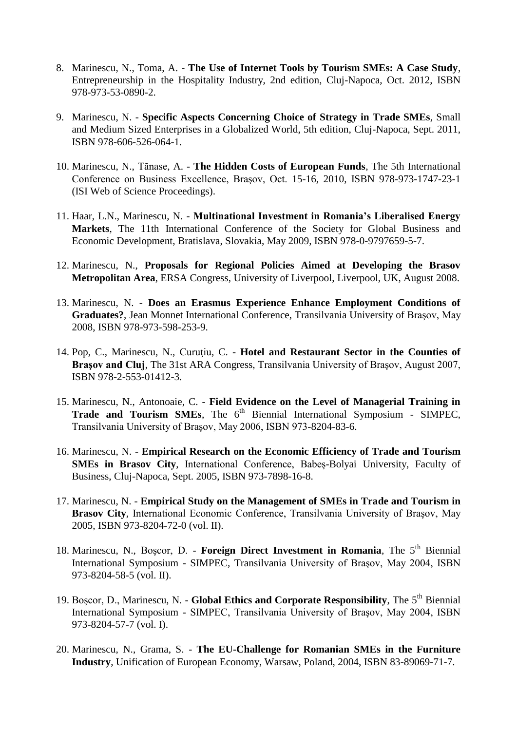8. Marinescu, N., Toma, A. - **The Use of Internet Tools by Tourism SMEs: A Case Study**, Entrepreneurship in the Hospitality Industry, 2nd edition, Cluj-Napoca, Oct. 2012, ISBN 978-973-53-0890-2.

9. Marinescu, N. - **Specific Aspects Concerning Choice of Strategy in Trade SMEs**, Small and Medium Sized Enterprises in a Globalized World, 5th edition, Cluj-Napoca, Sept. 2011, ISBN 978-606-526-064-1.

10. Marinescu, N., Tănase, A. - **The Hidden Costs of European Funds**, The 5th International Conference on Business Excellence, Braşov, Oct. 15-16, 2010, ISBN 978-973-1747-23-1 (ISI Web of Science Proceedings).

11. Haar, L.N., Marinescu, N. - **Multinational Investment in Romania's Liberalised Energy Markets**, The 11th International Conference of the Society for Global Business and Economic Development, Bratislava, Slovakia, May 2009, ISBN 978-0-9797659-5-7.

12. Marinescu, N., **Proposals for Regional Policies Aimed at Developing the Brasov Metropolitan Area**, ERSA Congress, University of Liverpool, Liverpool, UK, August 2008.

13. Marinescu, N. - **Does an Erasmus Experience Enhance Employment Conditions of Graduates?**, Jean Monnet International Conference, Transilvania University of Braşov, May 2008, ISBN 978-973-598-253-9.

14. Pop, C., Marinescu, N., Curuţiu, C. - **Hotel and Restaurant Sector in the Counties of Braşov and Cluj**, The 31st ARA Congress, Transilvania University of Braşov, August 2007, ISBN 978-2-553-01412-3.

15. Marinescu, N., Antonoaie, C. - **Field Evidence on the Level of Managerial Training in Trade and Tourism SMEs**, The 6th Biennial International Symposium - SIMPEC, Transilvania University of Braşov, May 2006, ISBN 973-8204-83-6.

16. Marinescu, N. - **Empirical Research on the Economic Efficiency of Trade and Tourism SMEs in Brasov City**, International Conference, Babeş-Bolyai University, Faculty of Business, Cluj-Napoca, Sept. 2005, ISBN 973-7898-16-8.

17. Marinescu, N. - **Empirical Study on the Management of SMEs in Trade and Tourism in Brasov City**, International Economic Conference, Transilvania University of Braşov, May 2005, ISBN 973-8204-72-0 (vol. II).

18. Marinescu, N., Boşcor, D. - **Foreign Direct Investment in Romania**, The 5th Biennial International Symposium - SIMPEC, Transilvania University of Braşov, May 2004, ISBN 973-8204-58-5 (vol. II).

19. Boşcor, D., Marinescu, N. - **Global Ethics and Corporate Responsibility**, The 5th Biennial International Symposium - SIMPEC, Transilvania University of Braşov, May 2004, ISBN 973-8204-57-7 (vol. I).

20. Marinescu, N., Grama, S. - **The EU-Challenge for Romanian SMEs in the Furniture Industry**, Unification of European Economy, Warsaw, Poland, 2004, ISBN 83-89069-71-7.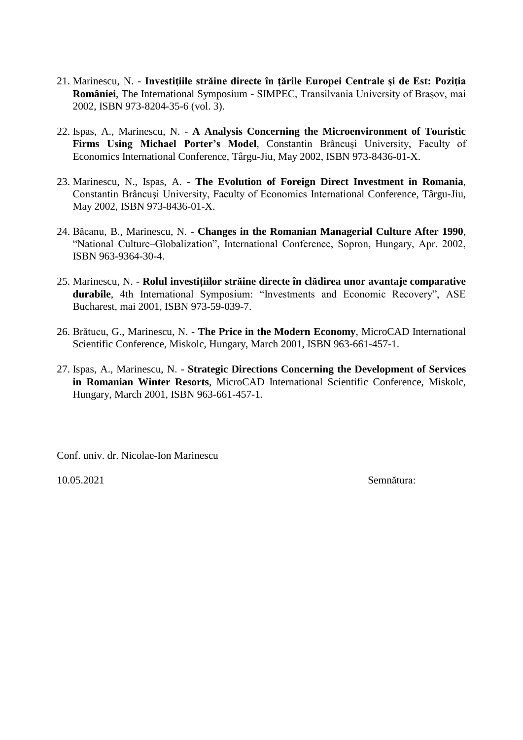21. Marinescu, N. - **Investiţiile străine directe în ţările Europei Centrale şi de Est: Poziţia României**, The International Symposium - SIMPEC, Transilvania University of Braşov, mai 2002, ISBN 973-8204-35-6 (vol. 3).

22. Ispas, A., Marinescu, N. - **A Analysis Concerning the Microenvironment of Touristic Firms Using Michael Porter's Model**, Constantin Brâncuşi University, Faculty of Economics International Conference, Târgu-Jiu, May 2002, ISBN 973-8436-01-X.

23. Marinescu, N., Ispas, A. - **The Evolution of Foreign Direct Investment in Romania**, Constantin Brâncuşi University, Faculty of Economics International Conference, Târgu-Jiu, May 2002, ISBN 973-8436-01-X.

24. Băcanu, B., Marinescu, N. - **Changes in the Romanian Managerial Culture After 1990**, "National Culture–Globalization", International Conference, Sopron, Hungary, Apr. 2002, ISBN 963-9364-30-4.

25. Marinescu, N. - **Rolul investiţiilor străine directe în clădirea unor avantaje comparative durabile**, 4th International Symposium: "Investments and Economic Recovery", ASE Bucharest, mai 2001, ISBN 973-59-039-7.

26. Brătucu, G., Marinescu, N. - **The Price in the Modern Economy**, MicroCAD International Scientific Conference, Miskolc, Hungary, March 2001, ISBN 963-661-457-1.

27. Ispas, A., Marinescu, N. - **Strategic Directions Concerning the Development of Services in Romanian Winter Resorts**, MicroCAD International Scientific Conference, Miskolc, Hungary, March 2001, ISBN 963-661-457-1.

Conf. univ. dr. Nicolae-Ion Marinescu

10.05.2021 Semnătura: